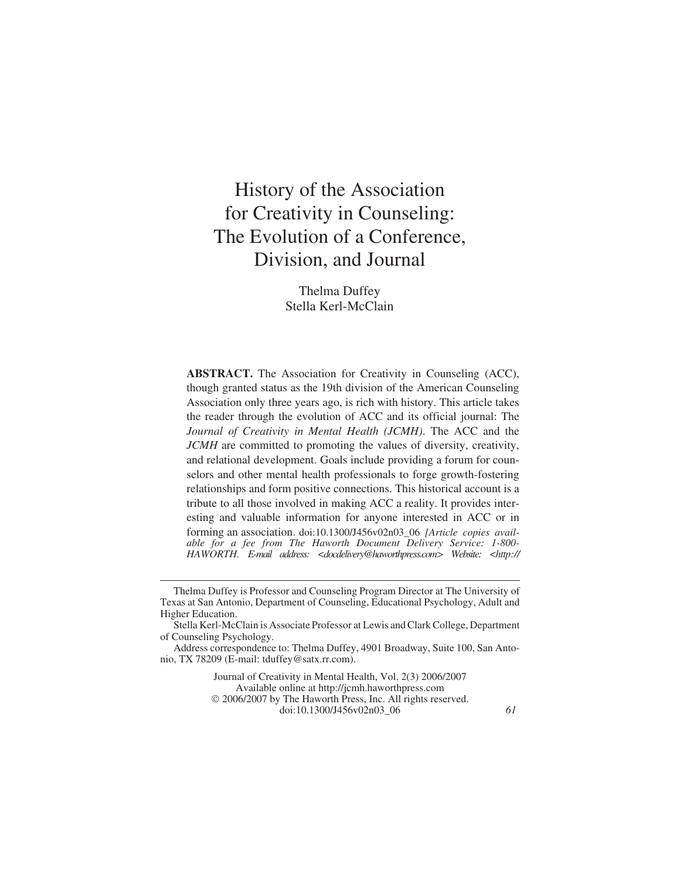# History of the Association for Creativity in Counseling: The Evolution of a Conference, Division, and Journal

Thelma Duffey
Stella Kerl-McClain

**ABSTRACT.** The Association for Creativity in Counseling (ACC), though granted status as the 19th division of the American Counseling Association only three years ago, is rich with history. This article takes the reader through the evolution of ACC and its official journal: The *Journal of Creativity in Mental Health (JCMH)*. The ACC and the *JCMH* are committed to promoting the values of diversity, creativity, and relational development. Goals include providing a forum for counselors and other mental health professionals to forge growth-fostering relationships and form positive connections. This historical account is a tribute to all those involved in making ACC a reality. It provides interesting and valuable information for anyone interested in ACC or in forming an association. doi:10.1300/J456v02n03_06 *[Article copies available for a fee from The Haworth Document Delivery Service: 1-800-HAWORTH. E-mail address: <docdelivery@haworthpress.com> Website: <http://*

---

Thelma Duffey is Professor and Counseling Program Director at The University of Texas at San Antonio, Department of Counseling, Educational Psychology, Adult and Higher Education.

Stella Kerl-McClain is Associate Professor at Lewis and Clark College, Department of Counseling Psychology.

Address correspondence to: Thelma Duffey, 4901 Broadway, Suite 100, San Antonio, TX 78209 (E-mail: tduffey@satx.rr.com).

Journal of Creativity in Mental Health, Vol. 2(3) 2006/2007
Available online at http://jcmh.haworthpress.com
© 2006/2007 by The Haworth Press, Inc. All rights reserved.
doi:10.1300/J456v02n03_06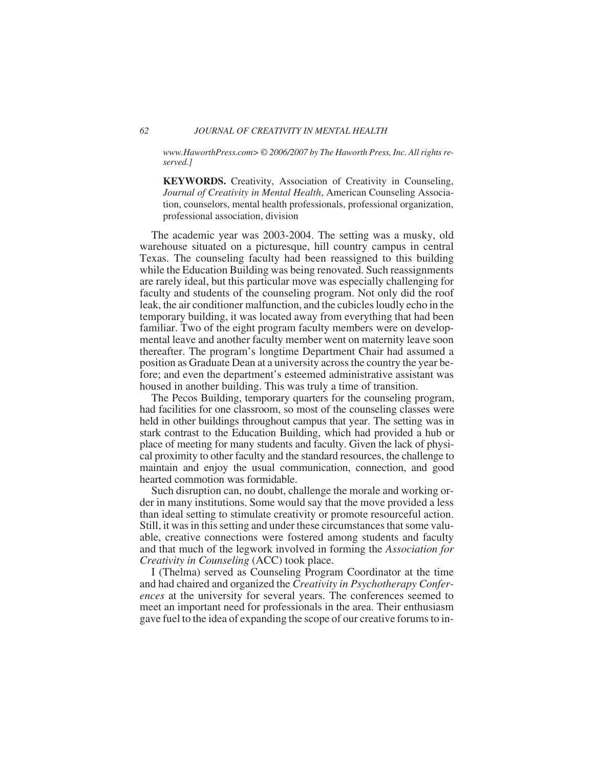*www.HaworthPress.com> © 2006/2007 by The Haworth Press, Inc. All rights reserved.]*

**KEYWORDS.** Creativity, Association of Creativity in Counseling, *Journal of Creativity in Mental Health*, American Counseling Association, counselors, mental health professionals, professional organization, professional association, division

The academic year was 2003-2004. The setting was a musky, old warehouse situated on a picturesque, hill country campus in central Texas. The counseling faculty had been reassigned to this building while the Education Building was being renovated. Such reassignments are rarely ideal, but this particular move was especially challenging for faculty and students of the counseling program. Not only did the roof leak, the air conditioner malfunction, and the cubicles loudly echo in the temporary building, it was located away from everything that had been familiar. Two of the eight program faculty members were on developmental leave and another faculty member went on maternity leave soon thereafter. The program's longtime Department Chair had assumed a position as Graduate Dean at a university across the country the year before; and even the department's esteemed administrative assistant was housed in another building. This was truly a time of transition.

The Pecos Building, temporary quarters for the counseling program, had facilities for one classroom, so most of the counseling classes were held in other buildings throughout campus that year. The setting was in stark contrast to the Education Building, which had provided a hub or place of meeting for many students and faculty. Given the lack of physical proximity to other faculty and the standard resources, the challenge to maintain and enjoy the usual communication, connection, and good hearted commotion was formidable.

Such disruption can, no doubt, challenge the morale and working order in many institutions. Some would say that the move provided a less than ideal setting to stimulate creativity or promote resourceful action. Still, it was in this setting and under these circumstances that some valuable, creative connections were fostered among students and faculty and that much of the legwork involved in forming the *Association for Creativity in Counseling* (ACC) took place.

I (Thelma) served as Counseling Program Coordinator at the time and had chaired and organized the *Creativity in Psychotherapy Conferences* at the university for several years. The conferences seemed to meet an important need for professionals in the area. Their enthusiasm gave fuel to the idea of expanding the scope of our creative forums to in-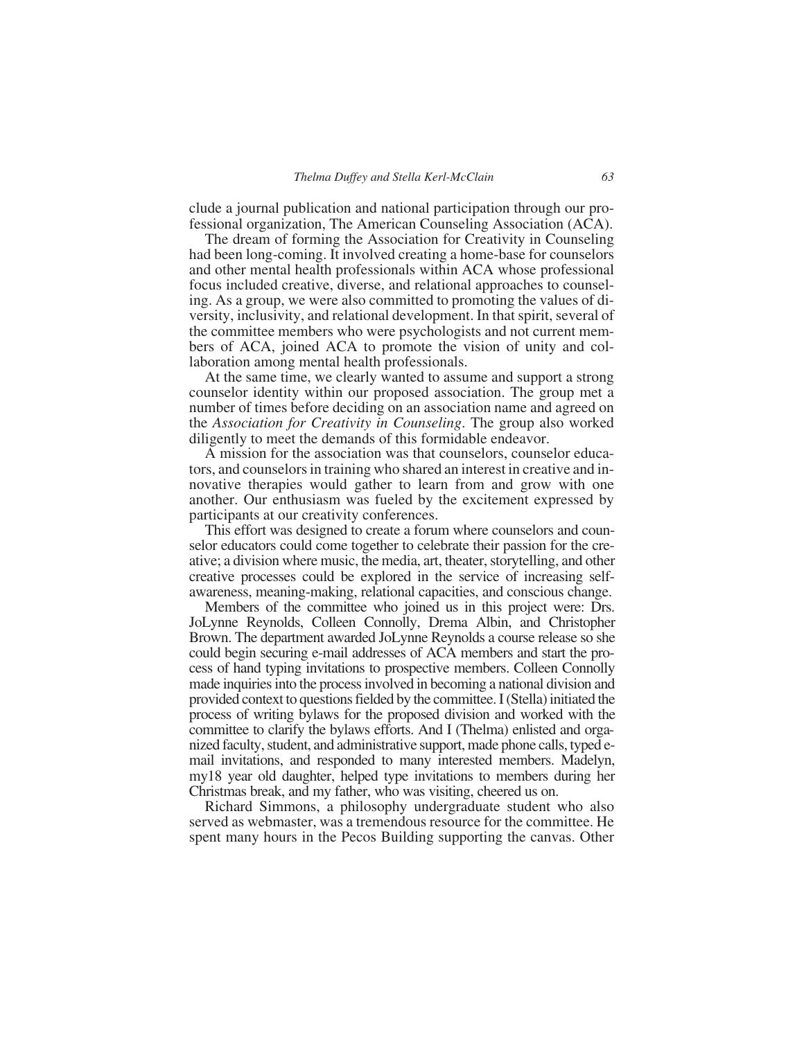clude a journal publication and national participation through our professional organization, The American Counseling Association (ACA).

The dream of forming the Association for Creativity in Counseling had been long-coming. It involved creating a home-base for counselors and other mental health professionals within ACA whose professional focus included creative, diverse, and relational approaches to counseling. As a group, we were also committed to promoting the values of diversity, inclusivity, and relational development. In that spirit, several of the committee members who were psychologists and not current members of ACA, joined ACA to promote the vision of unity and collaboration among mental health professionals.

At the same time, we clearly wanted to assume and support a strong counselor identity within our proposed association. The group met a number of times before deciding on an association name and agreed on the *Association for Creativity in Counseling*. The group also worked diligently to meet the demands of this formidable endeavor.

A mission for the association was that counselors, counselor educators, and counselors in training who shared an interest in creative and innovative therapies would gather to learn from and grow with one another. Our enthusiasm was fueled by the excitement expressed by participants at our creativity conferences.

This effort was designed to create a forum where counselors and counselor educators could come together to celebrate their passion for the creative; a division where music, the media, art, theater, storytelling, and other creative processes could be explored in the service of increasing self-awareness, meaning-making, relational capacities, and conscious change.

Members of the committee who joined us in this project were: Drs. JoLynne Reynolds, Colleen Connolly, Drema Albin, and Christopher Brown. The department awarded JoLynne Reynolds a course release so she could begin securing e-mail addresses of ACA members and start the process of hand typing invitations to prospective members. Colleen Connolly made inquiries into the process involved in becoming a national division and provided context to questions fielded by the committee. I (Stella) initiated the process of writing bylaws for the proposed division and worked with the committee to clarify the bylaws efforts. And I (Thelma) enlisted and organized faculty, student, and administrative support, made phone calls, typed e-mail invitations, and responded to many interested members. Madelyn, my18 year old daughter, helped type invitations to members during her Christmas break, and my father, who was visiting, cheered us on.

Richard Simmons, a philosophy undergraduate student who also served as webmaster, was a tremendous resource for the committee. He spent many hours in the Pecos Building supporting the canvas. Other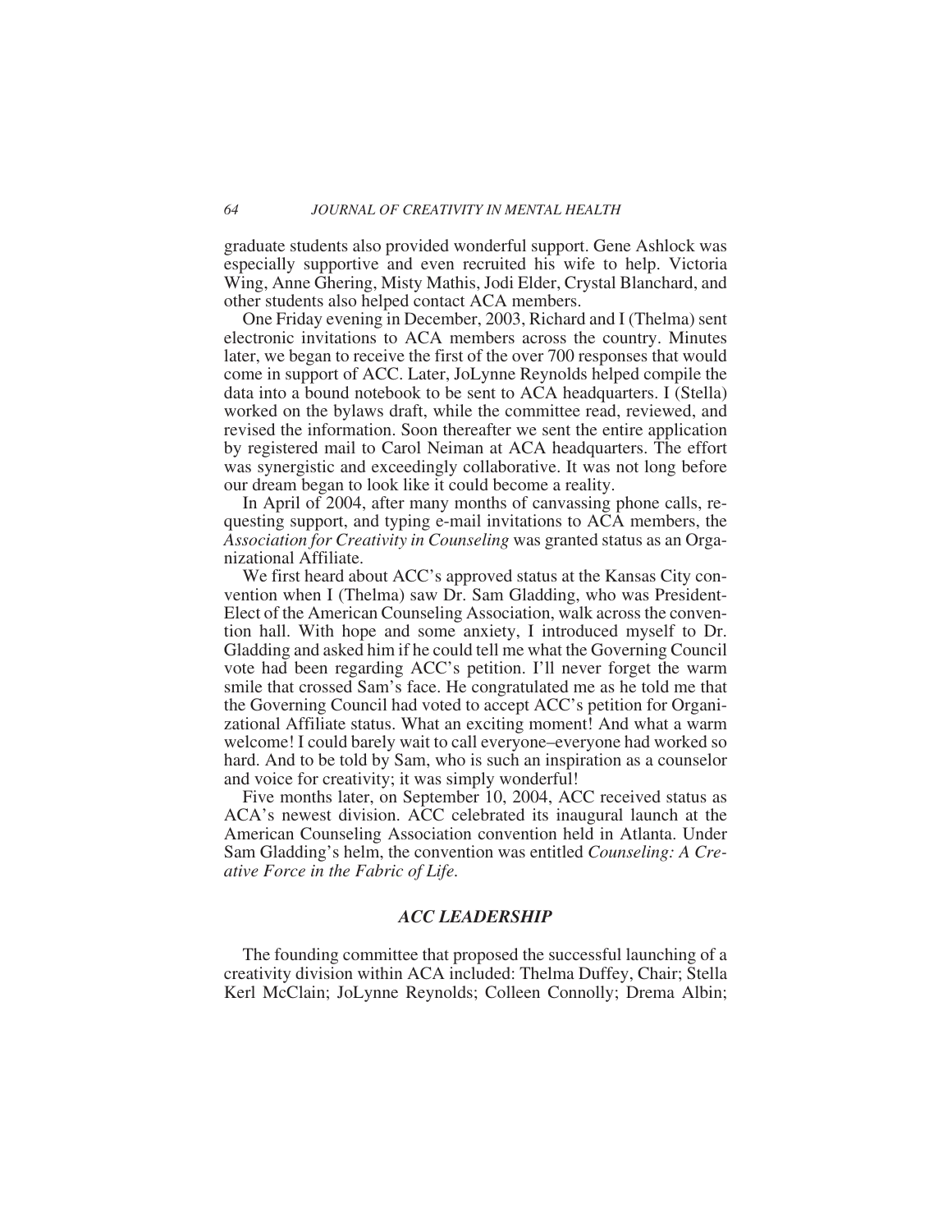graduate students also provided wonderful support. Gene Ashlock was especially supportive and even recruited his wife to help. Victoria Wing, Anne Ghering, Misty Mathis, Jodi Elder, Crystal Blanchard, and other students also helped contact ACA members.

One Friday evening in December, 2003, Richard and I (Thelma) sent electronic invitations to ACA members across the country. Minutes later, we began to receive the first of the over 700 responses that would come in support of ACC. Later, JoLynne Reynolds helped compile the data into a bound notebook to be sent to ACA headquarters. I (Stella) worked on the bylaws draft, while the committee read, reviewed, and revised the information. Soon thereafter we sent the entire application by registered mail to Carol Neiman at ACA headquarters. The effort was synergistic and exceedingly collaborative. It was not long before our dream began to look like it could become a reality.

In April of 2004, after many months of canvassing phone calls, requesting support, and typing e-mail invitations to ACA members, the *Association for Creativity in Counseling* was granted status as an Organizational Affiliate.

We first heard about ACC's approved status at the Kansas City convention when I (Thelma) saw Dr. Sam Gladding, who was President-Elect of the American Counseling Association, walk across the convention hall. With hope and some anxiety, I introduced myself to Dr. Gladding and asked him if he could tell me what the Governing Council vote had been regarding ACC's petition. I'll never forget the warm smile that crossed Sam's face. He congratulated me as he told me that the Governing Council had voted to accept ACC's petition for Organizational Affiliate status. What an exciting moment! And what a warm welcome! I could barely wait to call everyone–everyone had worked so hard. And to be told by Sam, who is such an inspiration as a counselor and voice for creativity; it was simply wonderful!

Five months later, on September 10, 2004, ACC received status as ACA's newest division. ACC celebrated its inaugural launch at the American Counseling Association convention held in Atlanta. Under Sam Gladding's helm, the convention was entitled *Counseling: A Creative Force in the Fabric of Life.*

## *ACC LEADERSHIP*

The founding committee that proposed the successful launching of a creativity division within ACA included: Thelma Duffey, Chair; Stella Kerl McClain; JoLynne Reynolds; Colleen Connolly; Drema Albin;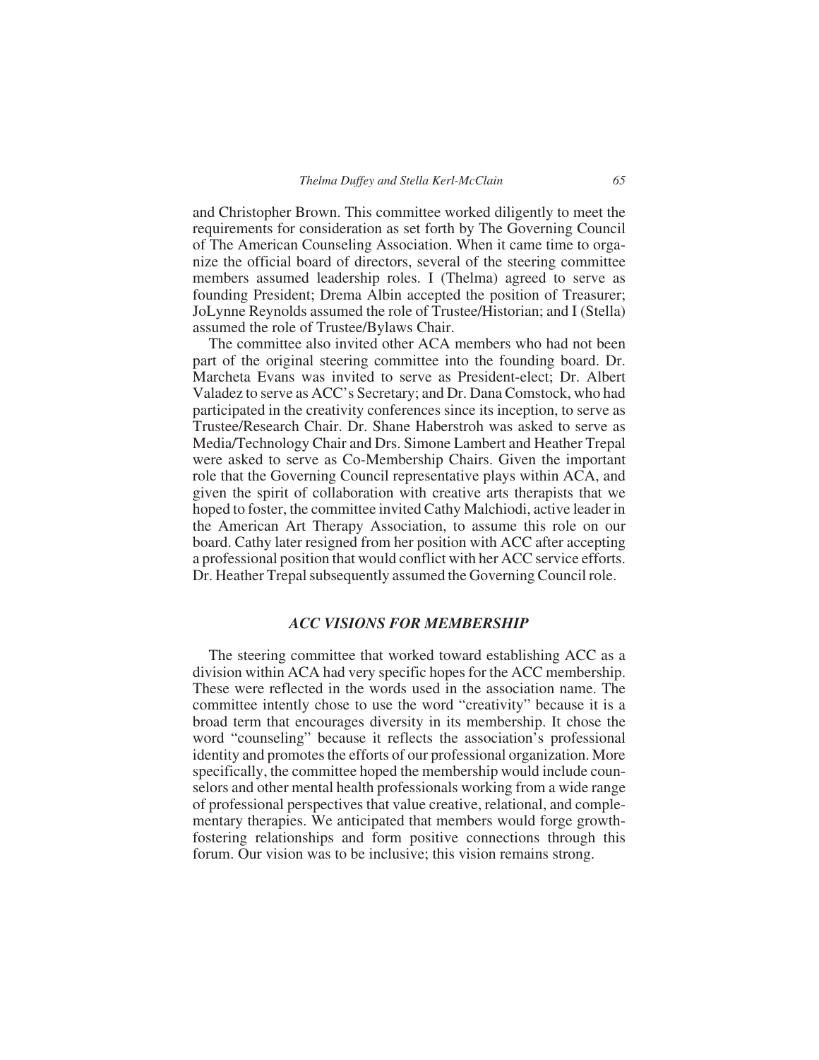and Christopher Brown. This committee worked diligently to meet the requirements for consideration as set forth by The Governing Council of The American Counseling Association. When it came time to organize the official board of directors, several of the steering committee members assumed leadership roles. I (Thelma) agreed to serve as founding President; Drema Albin accepted the position of Treasurer; JoLynne Reynolds assumed the role of Trustee/Historian; and I (Stella) assumed the role of Trustee/Bylaws Chair.

The committee also invited other ACA members who had not been part of the original steering committee into the founding board. Dr. Marcheta Evans was invited to serve as President-elect; Dr. Albert Valadez to serve as ACC's Secretary; and Dr. Dana Comstock, who had participated in the creativity conferences since its inception, to serve as Trustee/Research Chair. Dr. Shane Haberstroh was asked to serve as Media/Technology Chair and Drs. Simone Lambert and Heather Trepal were asked to serve as Co-Membership Chairs. Given the important role that the Governing Council representative plays within ACA, and given the spirit of collaboration with creative arts therapists that we hoped to foster, the committee invited Cathy Malchiodi, active leader in the American Art Therapy Association, to assume this role on our board. Cathy later resigned from her position with ACC after accepting a professional position that would conflict with her ACC service efforts. Dr. Heather Trepal subsequently assumed the Governing Council role.

## *ACC VISIONS FOR MEMBERSHIP*

The steering committee that worked toward establishing ACC as a division within ACA had very specific hopes for the ACC membership. These were reflected in the words used in the association name. The committee intently chose to use the word "creativity" because it is a broad term that encourages diversity in its membership. It chose the word "counseling" because it reflects the association's professional identity and promotes the efforts of our professional organization. More specifically, the committee hoped the membership would include counselors and other mental health professionals working from a wide range of professional perspectives that value creative, relational, and complementary therapies. We anticipated that members would forge growth-fostering relationships and form positive connections through this forum. Our vision was to be inclusive; this vision remains strong.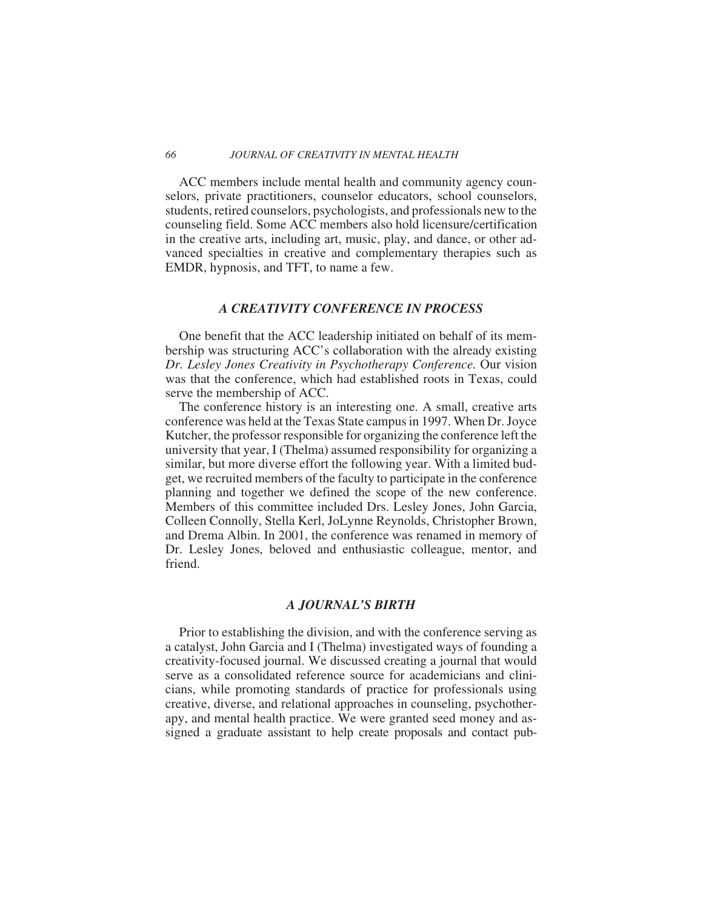ACC members include mental health and community agency counselors, private practitioners, counselor educators, school counselors, students, retired counselors, psychologists, and professionals new to the counseling field. Some ACC members also hold licensure/certification in the creative arts, including art, music, play, and dance, or other advanced specialties in creative and complementary therapies such as EMDR, hypnosis, and TFT, to name a few.

## *A CREATIVITY CONFERENCE IN PROCESS*

One benefit that the ACC leadership initiated on behalf of its membership was structuring ACC's collaboration with the already existing *Dr. Lesley Jones Creativity in Psychotherapy Conference.* Our vision was that the conference, which had established roots in Texas, could serve the membership of ACC.

The conference history is an interesting one. A small, creative arts conference was held at the Texas State campus in 1997. When Dr. Joyce Kutcher, the professor responsible for organizing the conference left the university that year, I (Thelma) assumed responsibility for organizing a similar, but more diverse effort the following year. With a limited budget, we recruited members of the faculty to participate in the conference planning and together we defined the scope of the new conference. Members of this committee included Drs. Lesley Jones, John Garcia, Colleen Connolly, Stella Kerl, JoLynne Reynolds, Christopher Brown, and Drema Albin. In 2001, the conference was renamed in memory of Dr. Lesley Jones, beloved and enthusiastic colleague, mentor, and friend.

## *A JOURNAL'S BIRTH*

Prior to establishing the division, and with the conference serving as a catalyst, John Garcia and I (Thelma) investigated ways of founding a creativity-focused journal. We discussed creating a journal that would serve as a consolidated reference source for academicians and clinicians, while promoting standards of practice for professionals using creative, diverse, and relational approaches in counseling, psychotherapy, and mental health practice. We were granted seed money and assigned a graduate assistant to help create proposals and contact pub-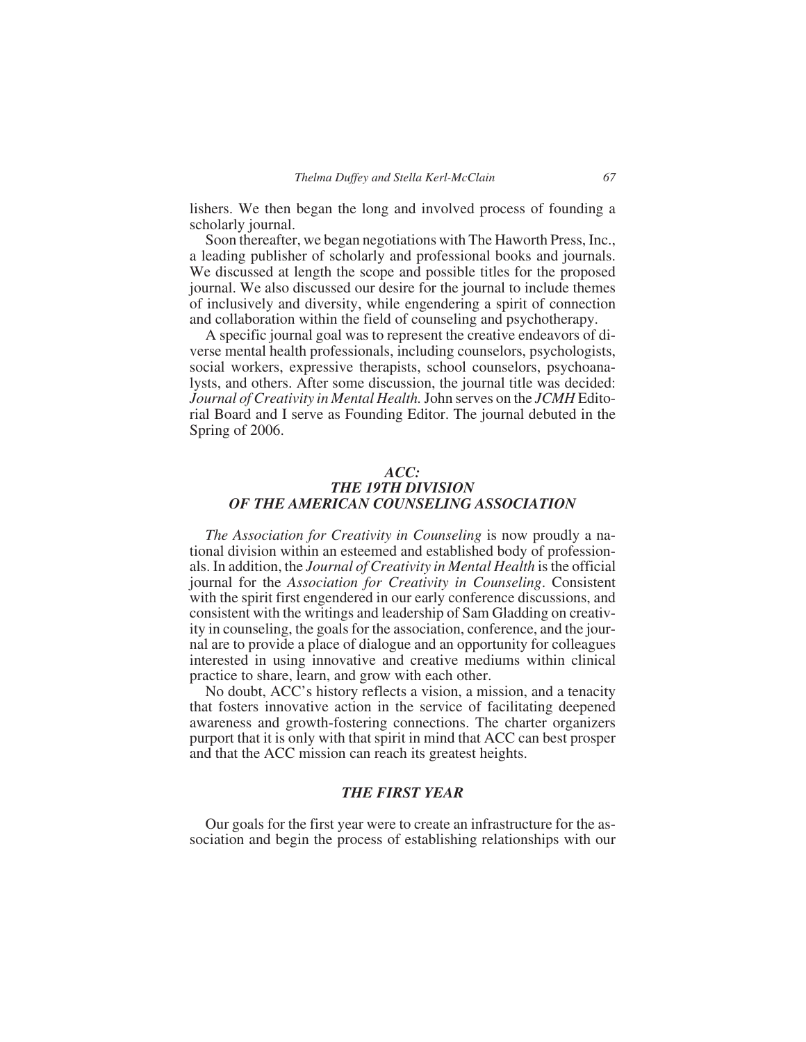lishers. We then began the long and involved process of founding a scholarly journal.

Soon thereafter, we began negotiations with The Haworth Press, Inc., a leading publisher of scholarly and professional books and journals. We discussed at length the scope and possible titles for the proposed journal. We also discussed our desire for the journal to include themes of inclusively and diversity, while engendering a spirit of connection and collaboration within the field of counseling and psychotherapy.

A specific journal goal was to represent the creative endeavors of diverse mental health professionals, including counselors, psychologists, social workers, expressive therapists, school counselors, psychoanalysts, and others. After some discussion, the journal title was decided: *Journal of Creativity in Mental Health.* John serves on the *JCMH* Editorial Board and I serve as Founding Editor. The journal debuted in the Spring of 2006.

## *ACC: THE 19TH DIVISION OF THE AMERICAN COUNSELING ASSOCIATION*

*The Association for Creativity in Counseling* is now proudly a national division within an esteemed and established body of professionals. In addition, the *Journal of Creativity in Mental Health* is the official journal for the *Association for Creativity in Counseling*. Consistent with the spirit first engendered in our early conference discussions, and consistent with the writings and leadership of Sam Gladding on creativity in counseling, the goals for the association, conference, and the journal are to provide a place of dialogue and an opportunity for colleagues interested in using innovative and creative mediums within clinical practice to share, learn, and grow with each other.

No doubt, ACC's history reflects a vision, a mission, and a tenacity that fosters innovative action in the service of facilitating deepened awareness and growth-fostering connections. The charter organizers purport that it is only with that spirit in mind that ACC can best prosper and that the ACC mission can reach its greatest heights.

## *THE FIRST YEAR*

Our goals for the first year were to create an infrastructure for the association and begin the process of establishing relationships with our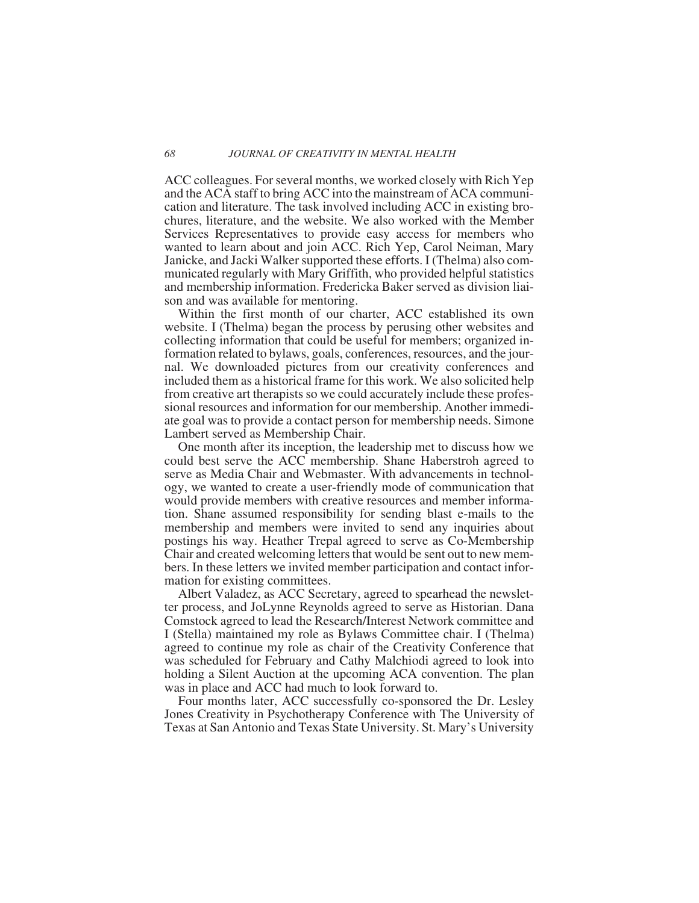ACC colleagues. For several months, we worked closely with Rich Yep and the ACA staff to bring ACC into the mainstream of ACA communication and literature. The task involved including ACC in existing brochures, literature, and the website. We also worked with the Member Services Representatives to provide easy access for members who wanted to learn about and join ACC. Rich Yep, Carol Neiman, Mary Janicke, and Jacki Walker supported these efforts. I (Thelma) also communicated regularly with Mary Griffith, who provided helpful statistics and membership information. Fredericka Baker served as division liaison and was available for mentoring.

Within the first month of our charter, ACC established its own website. I (Thelma) began the process by perusing other websites and collecting information that could be useful for members; organized information related to bylaws, goals, conferences, resources, and the journal. We downloaded pictures from our creativity conferences and included them as a historical frame for this work. We also solicited help from creative art therapists so we could accurately include these professional resources and information for our membership. Another immediate goal was to provide a contact person for membership needs. Simone Lambert served as Membership Chair.

One month after its inception, the leadership met to discuss how we could best serve the ACC membership. Shane Haberstroh agreed to serve as Media Chair and Webmaster. With advancements in technology, we wanted to create a user-friendly mode of communication that would provide members with creative resources and member information. Shane assumed responsibility for sending blast e-mails to the membership and members were invited to send any inquiries about postings his way. Heather Trepal agreed to serve as Co-Membership Chair and created welcoming letters that would be sent out to new members. In these letters we invited member participation and contact information for existing committees.

Albert Valadez, as ACC Secretary, agreed to spearhead the newsletter process, and JoLynne Reynolds agreed to serve as Historian. Dana Comstock agreed to lead the Research/Interest Network committee and I (Stella) maintained my role as Bylaws Committee chair. I (Thelma) agreed to continue my role as chair of the Creativity Conference that was scheduled for February and Cathy Malchiodi agreed to look into holding a Silent Auction at the upcoming ACA convention. The plan was in place and ACC had much to look forward to.

Four months later, ACC successfully co-sponsored the Dr. Lesley Jones Creativity in Psychotherapy Conference with The University of Texas at San Antonio and Texas State University. St. Mary's University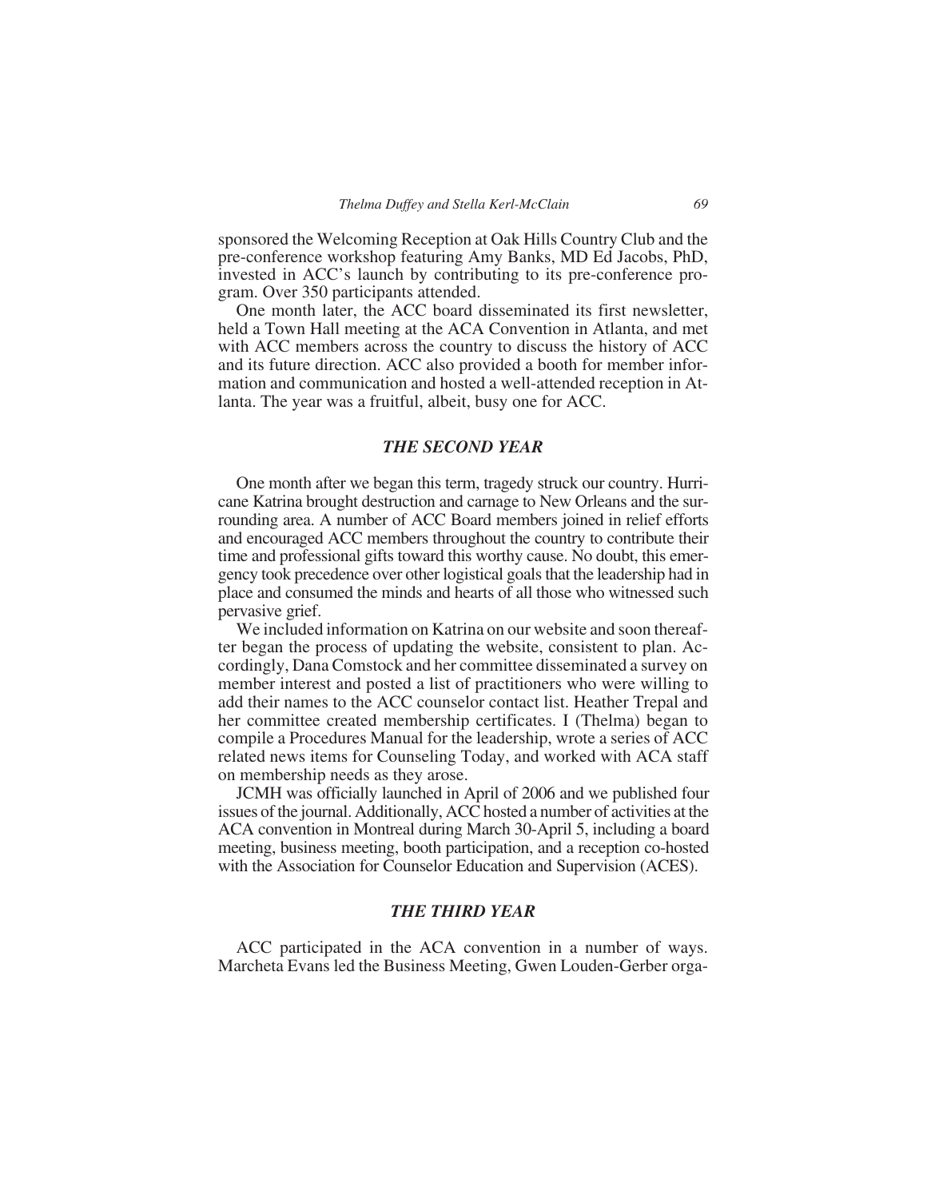sponsored the Welcoming Reception at Oak Hills Country Club and the pre-conference workshop featuring Amy Banks, MD Ed Jacobs, PhD, invested in ACC's launch by contributing to its pre-conference program. Over 350 participants attended.

One month later, the ACC board disseminated its first newsletter, held a Town Hall meeting at the ACA Convention in Atlanta, and met with ACC members across the country to discuss the history of ACC and its future direction. ACC also provided a booth for member information and communication and hosted a well-attended reception in Atlanta. The year was a fruitful, albeit, busy one for ACC.

### *THE SECOND YEAR*

One month after we began this term, tragedy struck our country. Hurricane Katrina brought destruction and carnage to New Orleans and the surrounding area. A number of ACC Board members joined in relief efforts and encouraged ACC members throughout the country to contribute their time and professional gifts toward this worthy cause. No doubt, this emergency took precedence over other logistical goals that the leadership had in place and consumed the minds and hearts of all those who witnessed such pervasive grief.

We included information on Katrina on our website and soon thereafter began the process of updating the website, consistent to plan. Accordingly, Dana Comstock and her committee disseminated a survey on member interest and posted a list of practitioners who were willing to add their names to the ACC counselor contact list. Heather Trepal and her committee created membership certificates. I (Thelma) began to compile a Procedures Manual for the leadership, wrote a series of ACC related news items for Counseling Today, and worked with ACA staff on membership needs as they arose.

JCMH was officially launched in April of 2006 and we published four issues of the journal. Additionally, ACC hosted a number of activities at the ACA convention in Montreal during March 30-April 5, including a board meeting, business meeting, booth participation, and a reception co-hosted with the Association for Counselor Education and Supervision (ACES).

### *THE THIRD YEAR*

ACC participated in the ACA convention in a number of ways. Marcheta Evans led the Business Meeting, Gwen Louden-Gerber orga-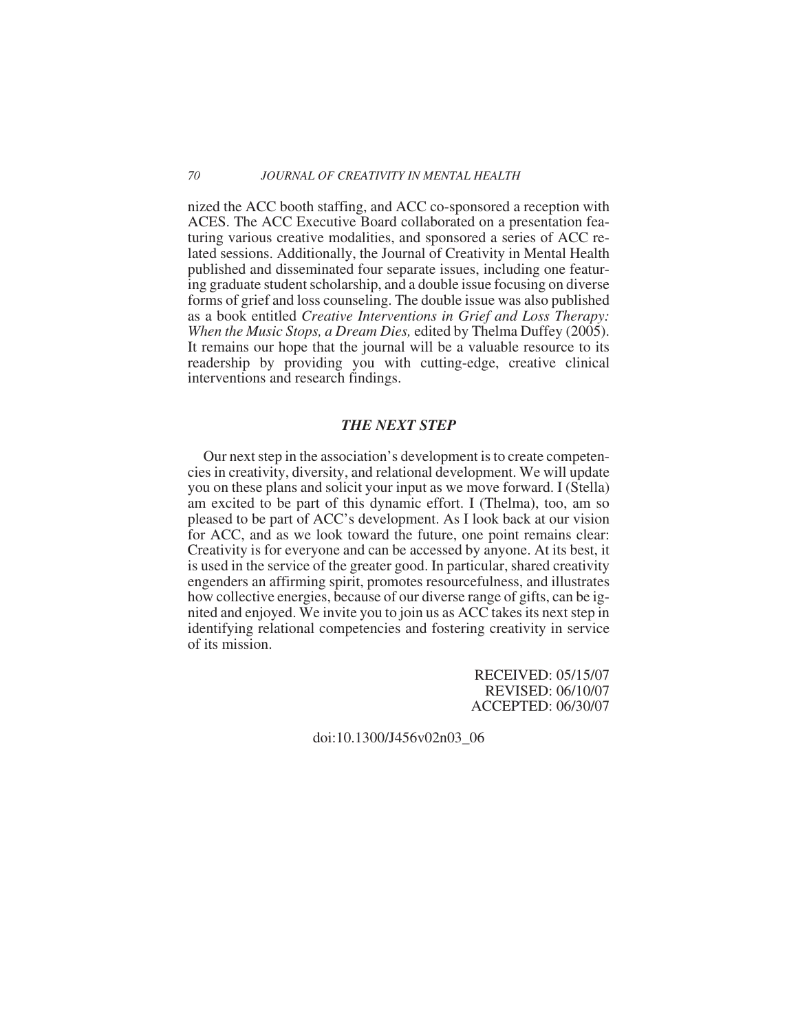nized the ACC booth staffing, and ACC co-sponsored a reception with ACES. The ACC Executive Board collaborated on a presentation featuring various creative modalities, and sponsored a series of ACC related sessions. Additionally, the Journal of Creativity in Mental Health published and disseminated four separate issues, including one featuring graduate student scholarship, and a double issue focusing on diverse forms of grief and loss counseling. The double issue was also published as a book entitled *Creative Interventions in Grief and Loss Therapy: When the Music Stops, a Dream Dies,* edited by Thelma Duffey (2005). It remains our hope that the journal will be a valuable resource to its readership by providing you with cutting-edge, creative clinical interventions and research findings.

## *THE NEXT STEP*

Our next step in the association's development is to create competencies in creativity, diversity, and relational development. We will update you on these plans and solicit your input as we move forward. I (Stella) am excited to be part of this dynamic effort. I (Thelma), too, am so pleased to be part of ACC's development. As I look back at our vision for ACC, and as we look toward the future, one point remains clear: Creativity is for everyone and can be accessed by anyone. At its best, it is used in the service of the greater good. In particular, shared creativity engenders an affirming spirit, promotes resourcefulness, and illustrates how collective energies, because of our diverse range of gifts, can be ignited and enjoyed. We invite you to join us as ACC takes its next step in identifying relational competencies and fostering creativity in service of its mission.

RECEIVED: 05/15/07
REVISED: 06/10/07
ACCEPTED: 06/30/07

doi:10.1300/J456v02n03_06